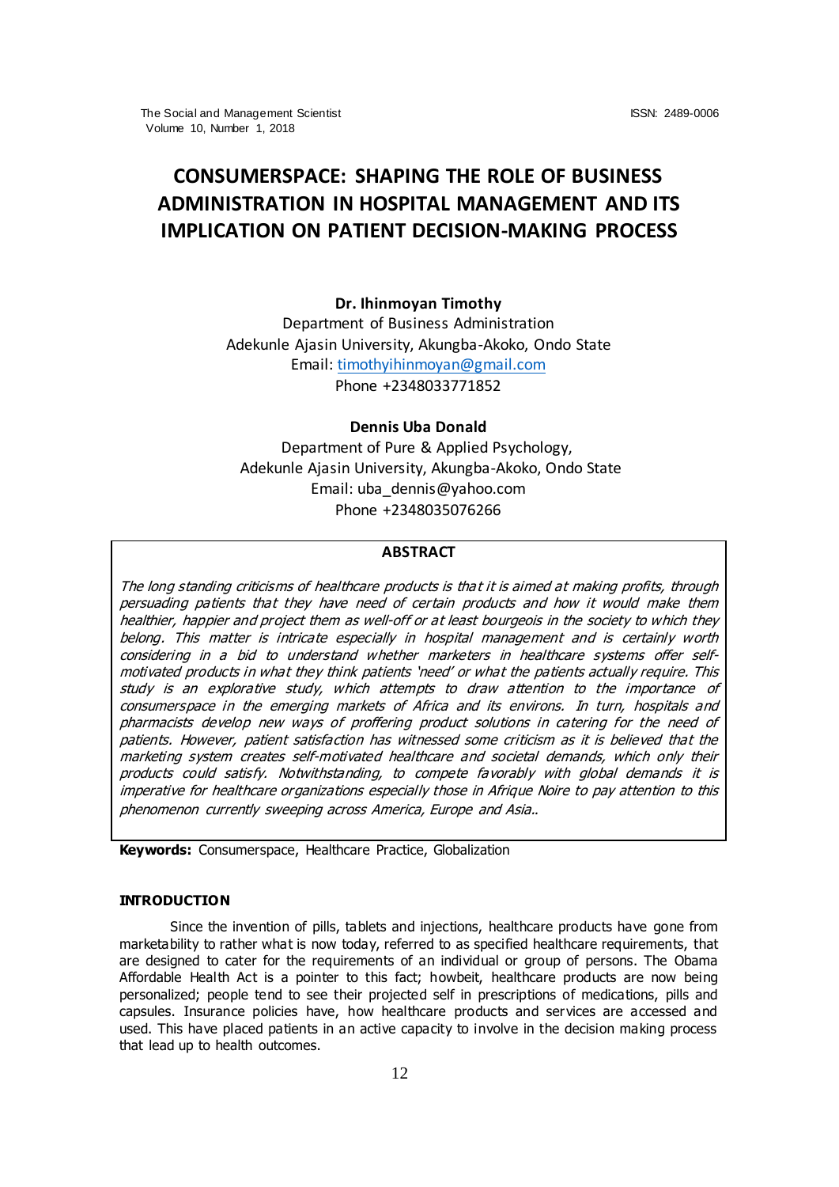# CONSUMERSPACE: SHAPING THE ROLE OF BUSINESS ADMINISTRATION IN HOSPITAL MANAGEMENT AND ITS IMPLICATION ON PATIENT DECISION-MAKING PROCESS

**Dr. Ihinmoyan Timothy**
Department of Business Administration
Adekunle Ajasin University, Akungba-Akoko, Ondo State
Email: timothyihinmoyan@gmail.com
Phone +2348033771852

**Dennis Uba Donald**
Department of Pure & Applied Psychology,
Adekunle Ajasin University, Akungba-Akoko, Ondo State
Email: uba_dennis@yahoo.com
Phone +2348035076266

## ABSTRACT

*The long standing criticisms of healthcare products is that it is aimed at making profits, through persuading patients that they have need of certain products and how it would make them healthier, happier and project them as well-off or at least bourgeois in the society to which they belong. This matter is intricate especially in hospital management and is certainly worth considering in a bid to understand whether marketers in healthcare systems offer self-motivated products in what they think patients 'need' or what the patients actually require. This study is an explorative study, which attempts to draw attention to the importance of consumerspace in the emerging markets of Africa and its environs. In turn, hospitals and pharmacists develop new ways of proffering product solutions in catering for the need of patients. However, patient satisfaction has witnessed some criticism as it is believed that the marketing system creates self-motivated healthcare and societal demands, which only their products could satisfy. Notwithstanding, to compete favorably with global demands it is imperative for healthcare organizations especially those in Afrique Noire to pay attention to this phenomenon currently sweeping across America, Europe and Asia..*

**Keywords:** Consumerspace, Healthcare Practice, Globalization

## INTRODUCTION

Since the invention of pills, tablets and injections, healthcare products have gone from marketability to rather what is now today, referred to as specified healthcare requirements, that are designed to cater for the requirements of an individual or group of persons. The Obama Affordable Health Act is a pointer to this fact; howbeit, healthcare products are now being personalized; people tend to see their projected self in prescriptions of medications, pills and capsules. Insurance policies have, how healthcare products and services are accessed and used. This have placed patients in an active capacity to involve in the decision making process that lead up to health outcomes.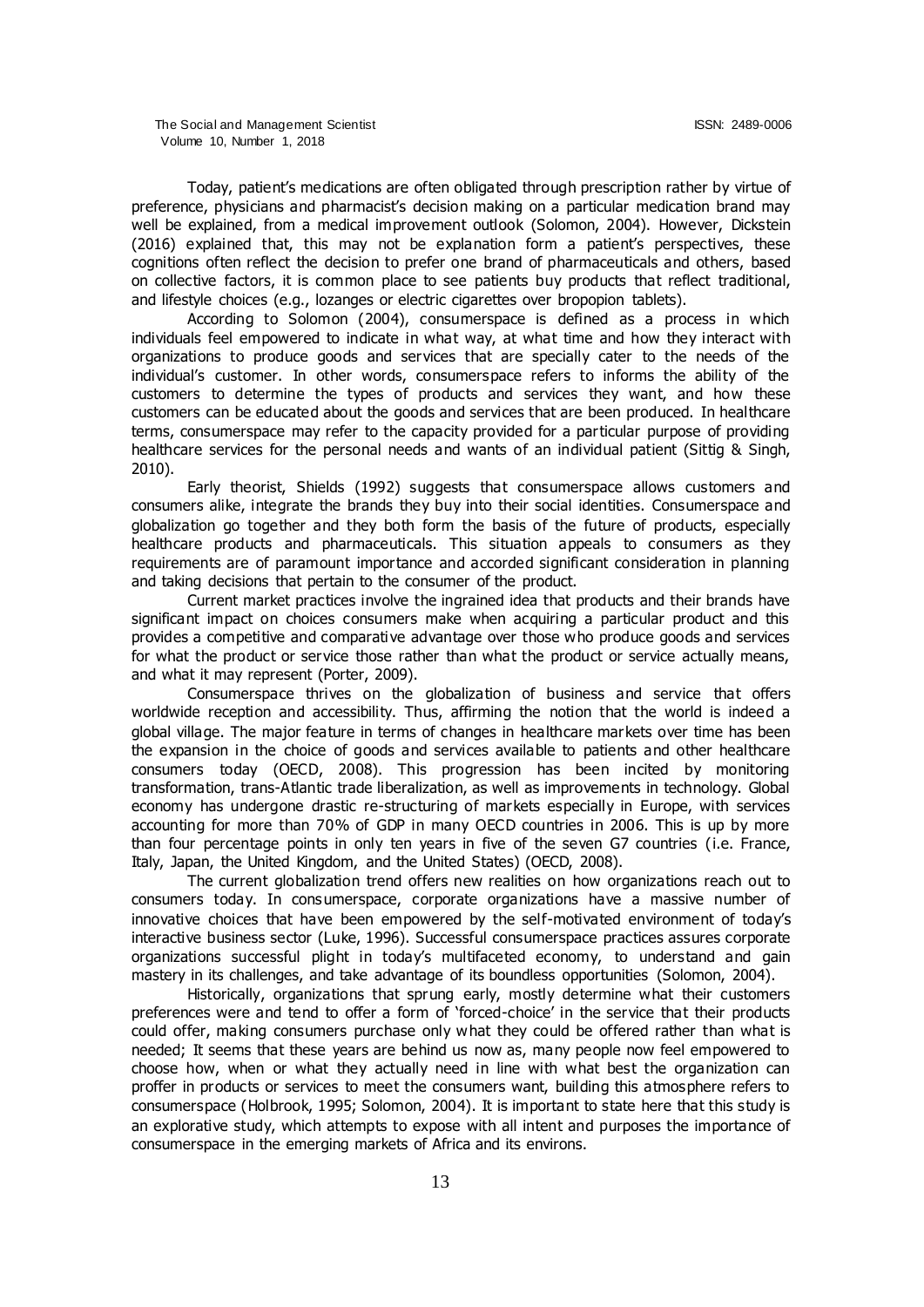Today, patient's medications are often obligated through prescription rather by virtue of preference, physicians and pharmacist's decision making on a particular medication brand may well be explained, from a medical improvement outlook (Solomon, 2004). However, Dickstein (2016) explained that, this may not be explanation form a patient's perspectives, these cognitions often reflect the decision to prefer one brand of pharmaceuticals and others, based on collective factors, it is common place to see patients buy products that reflect traditional, and lifestyle choices (e.g., lozanges or electric cigarettes over bropopion tablets).

According to Solomon (2004), consumerspace is defined as a process in which individuals feel empowered to indicate in what way, at what time and how they interact with organizations to produce goods and services that are specially cater to the needs of the individual's customer. In other words, consumerspace refers to informs the ability of the customers to determine the types of products and services they want, and how these customers can be educated about the goods and services that are been produced. In healthcare terms, consumerspace may refer to the capacity provided for a particular purpose of providing healthcare services for the personal needs and wants of an individual patient (Sittig & Singh, 2010).

Early theorist, Shields (1992) suggests that consumerspace allows customers and consumers alike, integrate the brands they buy into their social identities. Consumerspace and globalization go together and they both form the basis of the future of products, especially healthcare products and pharmaceuticals. This situation appeals to consumers as they requirements are of paramount importance and accorded significant consideration in planning and taking decisions that pertain to the consumer of the product.

Current market practices involve the ingrained idea that products and their brands have significant impact on choices consumers make when acquiring a particular product and this provides a competitive and comparative advantage over those who produce goods and services for what the product or service those rather than what the product or service actually means, and what it may represent (Porter, 2009).

Consumerspace thrives on the globalization of business and service that offers worldwide reception and accessibility. Thus, affirming the notion that the world is indeed a global village. The major feature in terms of changes in healthcare markets over time has been the expansion in the choice of goods and services available to patients and other healthcare consumers today (OECD, 2008). This progression has been incited by monitoring transformation, trans-Atlantic trade liberalization, as well as improvements in technology. Global economy has undergone drastic re-structuring of markets especially in Europe, with services accounting for more than 70% of GDP in many OECD countries in 2006. This is up by more than four percentage points in only ten years in five of the seven G7 countries (i.e. France, Italy, Japan, the United Kingdom, and the United States) (OECD, 2008).

The current globalization trend offers new realities on how organizations reach out to consumers today. In consumerspace, corporate organizations have a massive number of innovative choices that have been empowered by the self-motivated environment of today's interactive business sector (Luke, 1996). Successful consumerspace practices assures corporate organizations successful plight in today's multifaceted economy, to understand and gain mastery in its challenges, and take advantage of its boundless opportunities (Solomon, 2004).

Historically, organizations that sprung early, mostly determine what their customers preferences were and tend to offer a form of 'forced-choice' in the service that their products could offer, making consumers purchase only what they could be offered rather than what is needed; It seems that these years are behind us now as, many people now feel empowered to choose how, when or what they actually need in line with what best the organization can proffer in products or services to meet the consumers want, building this atmosphere refers to consumerspace (Holbrook, 1995; Solomon, 2004). It is important to state here that this study is an explorative study, which attempts to expose with all intent and purposes the importance of consumerspace in the emerging markets of Africa and its environs.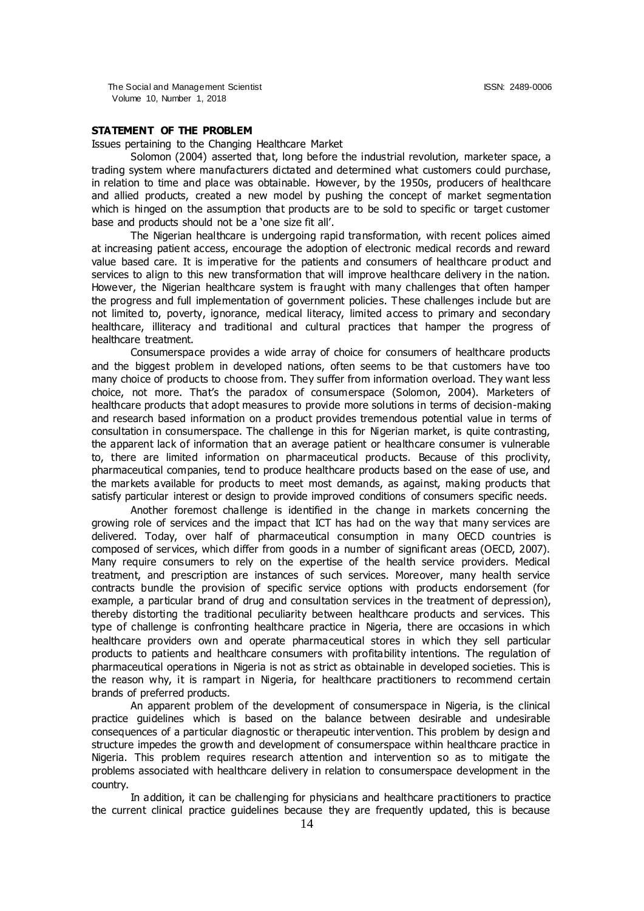## STATEMENT OF THE PROBLEM

Issues pertaining to the Changing Healthcare Market

Solomon (2004) asserted that, long before the industrial revolution, marketer space, a trading system where manufacturers dictated and determined what customers could purchase, in relation to time and place was obtainable. However, by the 1950s, producers of healthcare and allied products, created a new model by pushing the concept of market segmentation which is hinged on the assumption that products are to be sold to specific or target customer base and products should not be a 'one size fit all'.

The Nigerian healthcare is undergoing rapid transformation, with recent polices aimed at increasing patient access, encourage the adoption of electronic medical records and reward value based care. It is imperative for the patients and consumers of healthcare product and services to align to this new transformation that will improve healthcare delivery in the nation. However, the Nigerian healthcare system is fraught with many challenges that often hamper the progress and full implementation of government policies. These challenges include but are not limited to, poverty, ignorance, medical literacy, limited access to primary and secondary healthcare, illiteracy and traditional and cultural practices that hamper the progress of healthcare treatment.

Consumerspace provides a wide array of choice for consumers of healthcare products and the biggest problem in developed nations, often seems to be that customers have too many choice of products to choose from. They suffer from information overload. They want less choice, not more. That's the paradox of consumerspace (Solomon, 2004). Marketers of healthcare products that adopt measures to provide more solutions in terms of decision-making and research based information on a product provides tremendous potential value in terms of consultation in consumerspace. The challenge in this for Nigerian market, is quite contrasting, the apparent lack of information that an average patient or healthcare consumer is vulnerable to, there are limited information on pharmaceutical products. Because of this proclivity, pharmaceutical companies, tend to produce healthcare products based on the ease of use, and the markets available for products to meet most demands, as against, making products that satisfy particular interest or design to provide improved conditions of consumers specific needs.

Another foremost challenge is identified in the change in markets concerning the growing role of services and the impact that ICT has had on the way that many services are delivered. Today, over half of pharmaceutical consumption in many OECD countries is composed of services, which differ from goods in a number of significant areas (OECD, 2007). Many require consumers to rely on the expertise of the health service providers. Medical treatment, and prescription are instances of such services. Moreover, many health service contracts bundle the provision of specific service options with products endorsement (for example, a particular brand of drug and consultation services in the treatment of depression), thereby distorting the traditional peculiarity between healthcare products and services. This type of challenge is confronting healthcare practice in Nigeria, there are occasions in which healthcare providers own and operate pharmaceutical stores in which they sell particular products to patients and healthcare consumers with profitability intentions. The regulation of pharmaceutical operations in Nigeria is not as strict as obtainable in developed societies. This is the reason why, it is rampart in Nigeria, for healthcare practitioners to recommend certain brands of preferred products.

An apparent problem of the development of consumerspace in Nigeria, is the clinical practice guidelines which is based on the balance between desirable and undesirable consequences of a particular diagnostic or therapeutic intervention. This problem by design and structure impedes the growth and development of consumerspace within healthcare practice in Nigeria. This problem requires research attention and intervention so as to mitigate the problems associated with healthcare delivery in relation to consumerspace development in the country.

In addition, it can be challenging for physicians and healthcare practitioners to practice the current clinical practice guidelines because they are frequently updated, this is because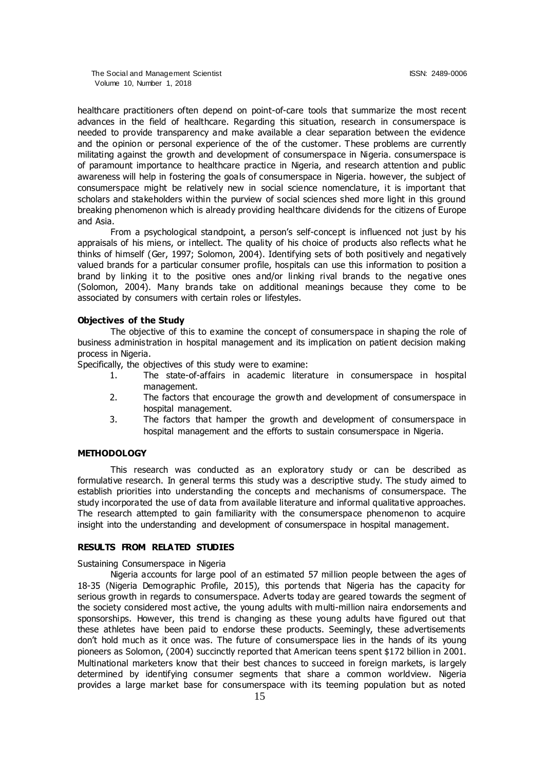healthcare practitioners often depend on point-of-care tools that summarize the most recent advances in the field of healthcare. Regarding this situation, research in consumerspace is needed to provide transparency and make available a clear separation between the evidence and the opinion or personal experience of the of the customer. These problems are currently militating against the growth and development of consumerspace in Nigeria. consumerspace is of paramount importance to healthcare practice in Nigeria, and research attention and public awareness will help in fostering the goals of consumerspace in Nigeria. however, the subject of consumerspace might be relatively new in social science nomenclature, it is important that scholars and stakeholders within the purview of social sciences shed more light in this ground breaking phenomenon which is already providing healthcare dividends for the citizens of Europe and Asia.

From a psychological standpoint, a person's self-concept is influenced not just by his appraisals of his miens, or intellect. The quality of his choice of products also reflects what he thinks of himself (Ger, 1997; Solomon, 2004). Identifying sets of both positively and negatively valued brands for a particular consumer profile, hospitals can use this information to position a brand by linking it to the positive ones and/or linking rival brands to the negative ones (Solomon, 2004). Many brands take on additional meanings because they come to be associated by consumers with certain roles or lifestyles.

### Objectives of the Study

The objective of this to examine the concept of consumerspace in shaping the role of business administration in hospital management and its implication on patient decision making process in Nigeria.

Specifically, the objectives of this study were to examine:

1. The state-of-affairs in academic literature in consumerspace in hospital management.
2. The factors that encourage the growth and development of consumerspace in hospital management.
3. The factors that hamper the growth and development of consumerspace in hospital management and the efforts to sustain consumerspace in Nigeria.

## METHODOLOGY

This research was conducted as an exploratory study or can be described as formulative research. In general terms this study was a descriptive study. The study aimed to establish priorities into understanding the concepts and mechanisms of consumerspace. The study incorporated the use of data from available literature and informal qualitative approaches. The research attempted to gain familiarity with the consumerspace phenomenon to acquire insight into the understanding and development of consumerspace in hospital management.

## RESULTS FROM RELATED STUDIES

Sustaining Consumerspace in Nigeria

Nigeria accounts for large pool of an estimated 57 million people between the ages of 18-35 (Nigeria Demographic Profile, 2015), this portends that Nigeria has the capacity for serious growth in regards to consumerspace. Adverts today are geared towards the segment of the society considered most active, the young adults with multi-million naira endorsements and sponsorships. However, this trend is changing as these young adults have figured out that these athletes have been paid to endorse these products. Seemingly, these advertisements don't hold much as it once was. The future of consumerspace lies in the hands of its young pioneers as Solomon, (2004) succinctly reported that American teens spent $172 billion in 2001. Multinational marketers know that their best chances to succeed in foreign markets, is largely determined by identifying consumer segments that share a common worldview. Nigeria provides a large market base for consumerspace with its teeming population but as noted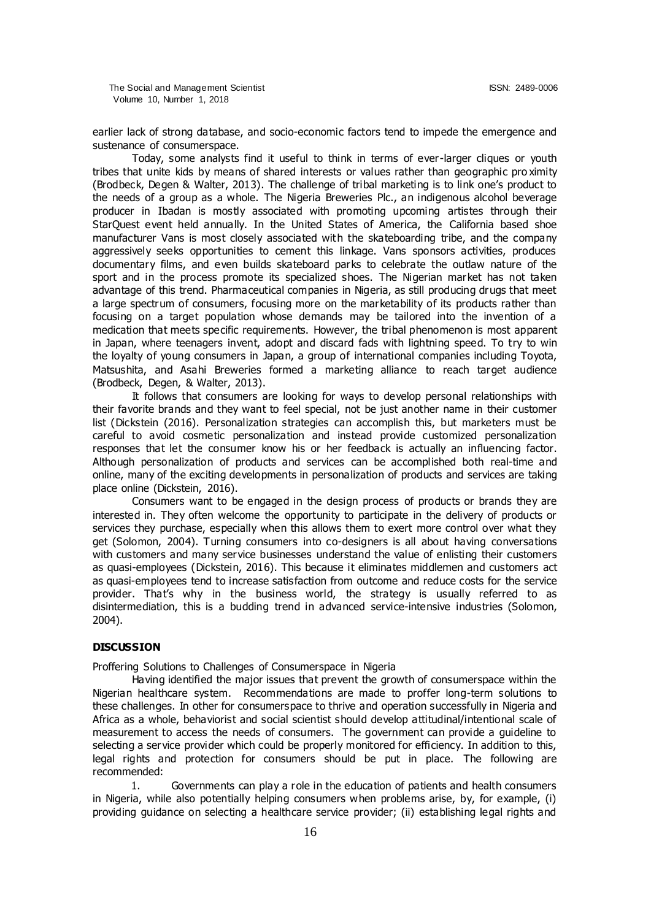earlier lack of strong database, and socio-economic factors tend to impede the emergence and sustenance of consumerspace.

Today, some analysts find it useful to think in terms of ever-larger cliques or youth tribes that unite kids by means of shared interests or values rather than geographic proximity (Brodbeck, Degen & Walter, 2013). The challenge of tribal marketing is to link one's product to the needs of a group as a whole. The Nigeria Breweries Plc., an indigenous alcohol beverage producer in Ibadan is mostly associated with promoting upcoming artistes through their StarQuest event held annually. In the United States of America, the California based shoe manufacturer Vans is most closely associated with the skateboarding tribe, and the company aggressively seeks opportunities to cement this linkage. Vans sponsors activities, produces documentary films, and even builds skateboard parks to celebrate the outlaw nature of the sport and in the process promote its specialized shoes. The Nigerian market has not taken advantage of this trend. Pharmaceutical companies in Nigeria, as still producing drugs that meet a large spectrum of consumers, focusing more on the marketability of its products rather than focusing on a target population whose demands may be tailored into the invention of a medication that meets specific requirements. However, the tribal phenomenon is most apparent in Japan, where teenagers invent, adopt and discard fads with lightning speed. To try to win the loyalty of young consumers in Japan, a group of international companies including Toyota, Matsushita, and Asahi Breweries formed a marketing alliance to reach target audience (Brodbeck, Degen, & Walter, 2013).

It follows that consumers are looking for ways to develop personal relationships with their favorite brands and they want to feel special, not be just another name in their customer list (Dickstein (2016). Personalization strategies can accomplish this, but marketers must be careful to avoid cosmetic personalization and instead provide customized personalization responses that let the consumer know his or her feedback is actually an influencing factor. Although personalization of products and services can be accomplished both real-time and online, many of the exciting developments in personalization of products and services are taking place online (Dickstein, 2016).

Consumers want to be engaged in the design process of products or brands they are interested in. They often welcome the opportunity to participate in the delivery of products or services they purchase, especially when this allows them to exert more control over what they get (Solomon, 2004). Turning consumers into co-designers is all about having conversations with customers and many service businesses understand the value of enlisting their customers as quasi-employees (Dickstein, 2016). This because it eliminates middlemen and customers act as quasi-employees tend to increase satisfaction from outcome and reduce costs for the service provider. That's why in the business world, the strategy is usually referred to as disintermediation, this is a budding trend in advanced service-intensive industries (Solomon, 2004).

## DISCUSSION

Proffering Solutions to Challenges of Consumerspace in Nigeria

Having identified the major issues that prevent the growth of consumerspace within the Nigerian healthcare system. Recommendations are made to proffer long-term solutions to these challenges. In other for consumerspace to thrive and operation successfully in Nigeria and Africa as a whole, behaviorist and social scientist should develop attitudinal/intentional scale of measurement to access the needs of consumers. The government can provide a guideline to selecting a service provider which could be properly monitored for efficiency. In addition to this, legal rights and protection for consumers should be put in place. The following are recommended:

1. Governments can play a role in the education of patients and health consumers in Nigeria, while also potentially helping consumers when problems arise, by, for example, (i) providing guidance on selecting a healthcare service provider; (ii) establishing legal rights and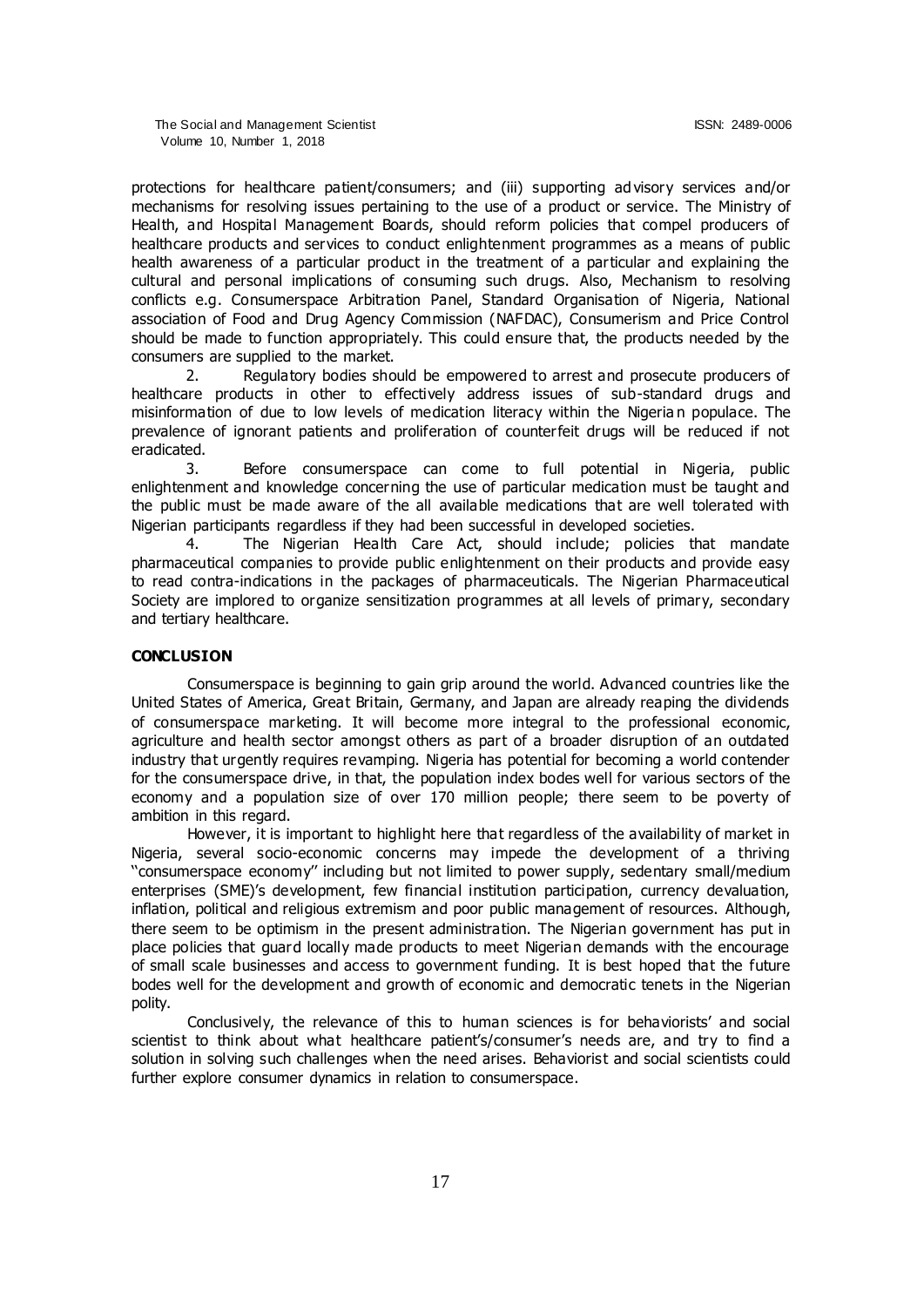protections for healthcare patient/consumers; and (iii) supporting advisory services and/or mechanisms for resolving issues pertaining to the use of a product or service. The Ministry of Health, and Hospital Management Boards, should reform policies that compel producers of healthcare products and services to conduct enlightenment programmes as a means of public health awareness of a particular product in the treatment of a particular and explaining the cultural and personal implications of consuming such drugs. Also, Mechanism to resolving conflicts e.g. Consumerspace Arbitration Panel, Standard Organisation of Nigeria, National association of Food and Drug Agency Commission (NAFDAC), Consumerism and Price Control should be made to function appropriately. This could ensure that, the products needed by the consumers are supplied to the market.

2. Regulatory bodies should be empowered to arrest and prosecute producers of healthcare products in other to effectively address issues of sub-standard drugs and misinformation of due to low levels of medication literacy within the Nigerian populace. The prevalence of ignorant patients and proliferation of counterfeit drugs will be reduced if not eradicated.

3. Before consumerspace can come to full potential in Nigeria, public enlightenment and knowledge concerning the use of particular medication must be taught and the public must be made aware of the all available medications that are well tolerated with Nigerian participants regardless if they had been successful in developed societies.

4. The Nigerian Health Care Act, should include; policies that mandate pharmaceutical companies to provide public enlightenment on their products and provide easy to read contra-indications in the packages of pharmaceuticals. The Nigerian Pharmaceutical Society are implored to organize sensitization programmes at all levels of primary, secondary and tertiary healthcare.

## CONCLUSION

Consumerspace is beginning to gain grip around the world. Advanced countries like the United States of America, Great Britain, Germany, and Japan are already reaping the dividends of consumerspace marketing. It will become more integral to the professional economic, agriculture and health sector amongst others as part of a broader disruption of an outdated industry that urgently requires revamping. Nigeria has potential for becoming a world contender for the consumerspace drive, in that, the population index bodes well for various sectors of the economy and a population size of over 170 million people; there seem to be poverty of ambition in this regard.

However, it is important to highlight here that regardless of the availability of market in Nigeria, several socio-economic concerns may impede the development of a thriving "consumerspace economy" including but not limited to power supply, sedentary small/medium enterprises (SME)'s development, few financial institution participation, currency devaluation, inflation, political and religious extremism and poor public management of resources. Although, there seem to be optimism in the present administration. The Nigerian government has put in place policies that guard locally made products to meet Nigerian demands with the encourage of small scale businesses and access to government funding. It is best hoped that the future bodes well for the development and growth of economic and democratic tenets in the Nigerian polity.

Conclusively, the relevance of this to human sciences is for behaviorists' and social scientist to think about what healthcare patient's/consumer's needs are, and try to find a solution in solving such challenges when the need arises. Behaviorist and social scientists could further explore consumer dynamics in relation to consumerspace.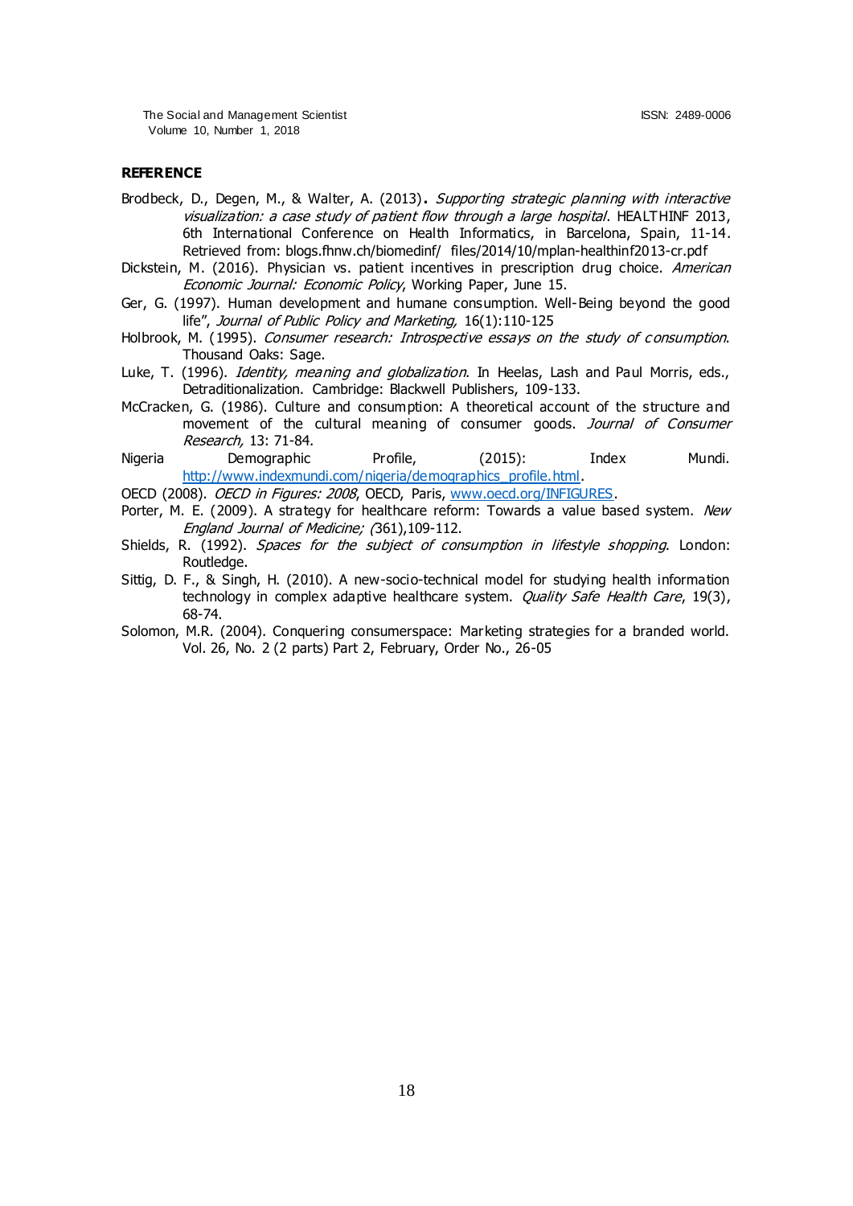## REFERENCE

Brodbeck, D., Degen, M., & Walter, A. (2013). *Supporting strategic planning with interactive visualization: a case study of patient flow through a large hospital*. HEALTHINF 2013, 6th International Conference on Health Informatics, in Barcelona, Spain, 11-14. Retrieved from: blogs.fhnw.ch/biomedinf/ files/2014/10/mplan-healthinf2013-cr.pdf

Dickstein, M. (2016). Physician vs. patient incentives in prescription drug choice. *American Economic Journal: Economic Policy*, Working Paper, June 15.

Ger, G. (1997). Human development and humane consumption. Well-Being beyond the good life", *Journal of Public Policy and Marketing,* 16(1):110-125

Holbrook, M. (1995). *Consumer research: Introspective essays on the study of consumption*. Thousand Oaks: Sage.

Luke, T. (1996). *Identity, meaning and globalization*. In Heelas, Lash and Paul Morris, eds., Detraditionalization. Cambridge: Blackwell Publishers, 109-133.

McCracken, G. (1986). Culture and consumption: A theoretical account of the structure and movement of the cultural meaning of consumer goods. *Journal of Consumer Research,* 13: 71-84.

Nigeria Demographic Profile, (2015): Index Mundi. http://www.indexmundi.com/nigeria/demographics_profile.html.

OECD (2008). *OECD in Figures: 2008*, OECD, Paris, www.oecd.org/INFIGURES.

Porter, M. E. (2009). A strategy for healthcare reform: Towards a value based system. *New England Journal of Medicine; (*361),109-112.

Shields, R. (1992). *Spaces for the subject of consumption in lifestyle shopping*. London: Routledge.

Sittig, D. F., & Singh, H. (2010). A new-socio-technical model for studying health information technology in complex adaptive healthcare system. *Quality Safe Health Care*, 19(3), 68-74.

Solomon, M.R. (2004). Conquering consumerspace: Marketing strategies for a branded world. Vol. 26, No. 2 (2 parts) Part 2, February, Order No., 26-05